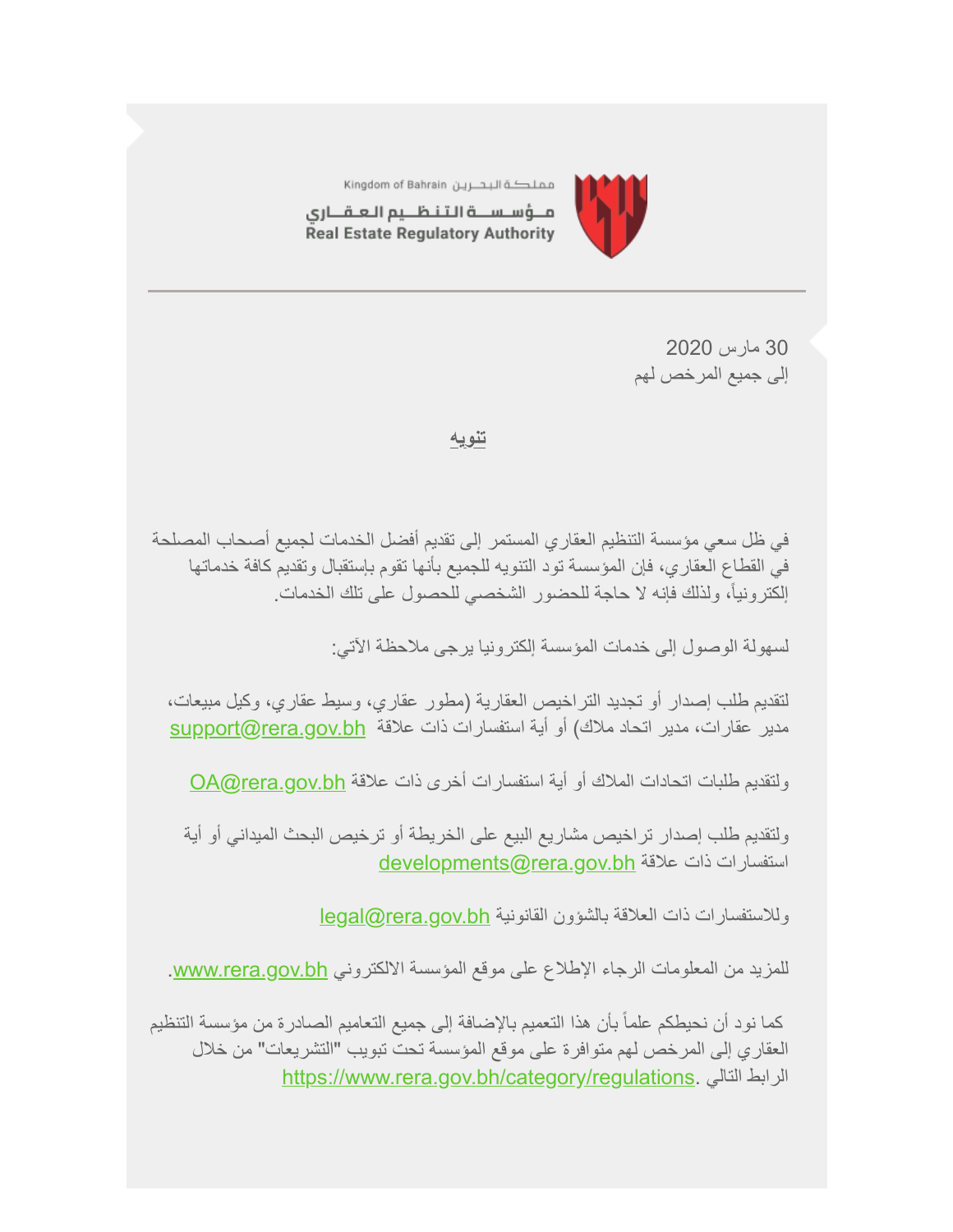مملكة البحرين Kingdom of Bahrain

مؤسسة التنظيم العقاري
Real Estate Regulatory Authority

30 مارس 2020
إلى جميع المرخص لهم

**تنويه**

في ظل سعي مؤسسة التنظيم العقاري المستمر إلى تقديم أفضل الخدمات لجميع أصحاب المصلحة في القطاع العقاري، فإن المؤسسة تود التنويه للجميع بأنها تقوم بإستقبال وتقديم كافة خدماتها إلكترونياً، ولذلك فإنه لا حاجة للحضور الشخصي للحصول على تلك الخدمات.

لسهولة الوصول إلى خدمات المؤسسة إلكترونيا يرجى ملاحظة الآتي:

لتقديم طلب إصدار أو تجديد التراخيص العقارية (مطور عقاري، وسيط عقاري، وكيل مبيعات، مدير عقارات، مدير اتحاد ملاك) أو أية استفسارات ذات علاقة support@rera.gov.bh

ولتقديم طلبات اتحادات الملاك أو أية استفسارات أخرى ذات علاقة OA@rera.gov.bh

ولتقديم طلب إصدار تراخيص مشاريع البيع على الخريطة أو ترخيص البحث الميداني أو أية استفسارات ذات علاقة developments@rera.gov.bh

وللاستفسارات ذات العلاقة بالشؤون القانونية legal@rera.gov.bh

للمزيد من المعلومات الرجاء الإطلاع على موقع المؤسسة الالكتروني www.rera.gov.bh.

كما نود أن نحيطكم علماً بأن هذا التعميم بالإضافة إلى جميع التعاميم الصادرة من مؤسسة التنظيم العقاري إلى المرخص لهم متوافرة على موقع المؤسسة تحت تبويب "التشريعات" من خلال الرابط التالي .https://www.rera.gov.bh/category/regulations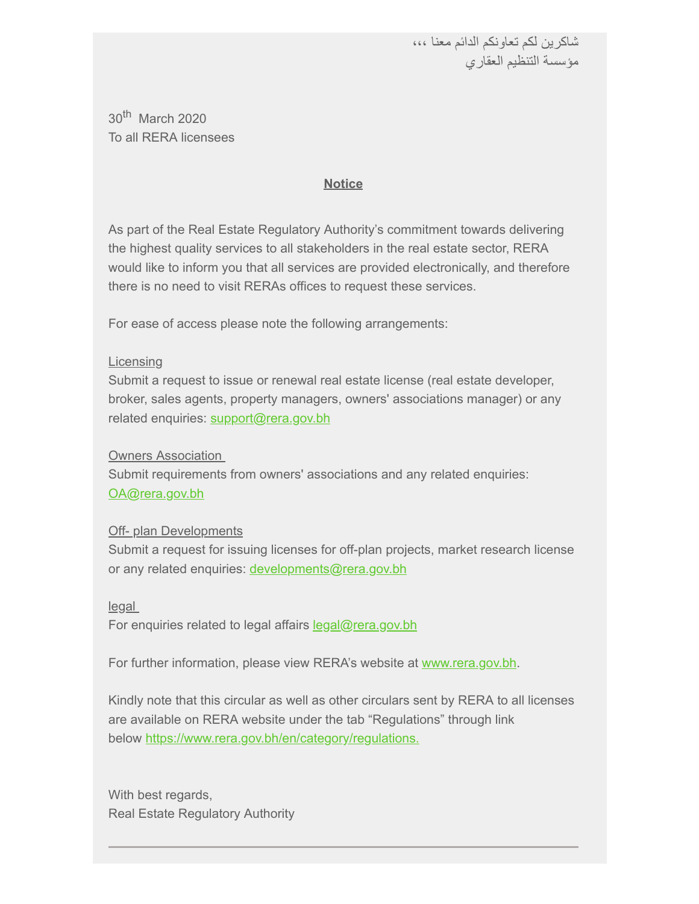شاكرين لكم تعاونكم الدائم معنا ،،،
مؤسسة التنظيم العقاري

30th March 2020
To all RERA licensees

**Notice**

As part of the Real Estate Regulatory Authority's commitment towards delivering the highest quality services to all stakeholders in the real estate sector, RERA would like to inform you that all services are provided electronically, and therefore there is no need to visit RERAs offices to request these services.

For ease of access please note the following arrangements:

Licensing
Submit a request to issue or renewal real estate license (real estate developer, broker, sales agents, property managers, owners' associations manager) or any related enquiries: support@rera.gov.bh

Owners Association
Submit requirements from owners' associations and any related enquiries: OA@rera.gov.bh

Off- plan Developments
Submit a request for issuing licenses for off-plan projects, market research license or any related enquiries: developments@rera.gov.bh

legal
For enquiries related to legal affairs legal@rera.gov.bh

For further information, please view RERA's website at www.rera.gov.bh.

Kindly note that this circular as well as other circulars sent by RERA to all licenses are available on RERA website under the tab "Regulations" through link below https://www.rera.gov.bh/en/category/regulations.

With best regards,
Real Estate Regulatory Authority